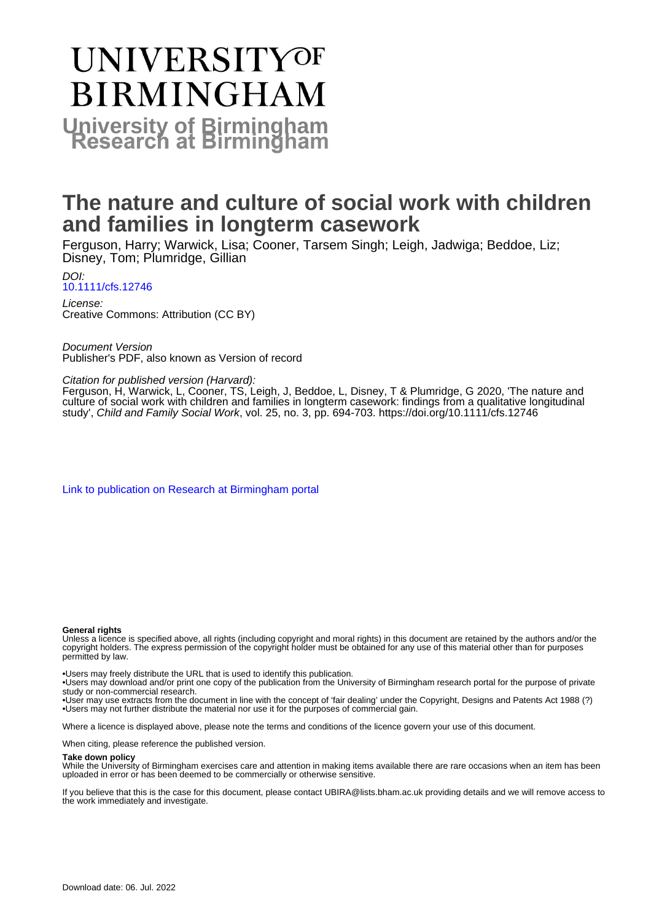# UNIVERSITY OF BIRMINGHAM

## University of Birmingham Research at Birmingham

# The nature and culture of social work with children and families in longterm casework

Ferguson, Harry; Warwick, Lisa; Cooner, Tarsem Singh; Leigh, Jadwiga; Beddoe, Liz; Disney, Tom; Plumridge, Gillian

*DOI:*
10.1111/cfs.12746

*License:*
Creative Commons: Attribution (CC BY)

*Document Version*
Publisher's PDF, also known as Version of record

*Citation for published version (Harvard):*
Ferguson, H, Warwick, L, Cooner, TS, Leigh, J, Beddoe, L, Disney, T & Plumridge, G 2020, 'The nature and culture of social work with children and families in longterm casework: findings from a qualitative longitudinal study', *Child and Family Social Work*, vol. 25, no. 3, pp. 694-703. https://doi.org/10.1111/cfs.12746

Link to publication on Research at Birmingham portal

**General rights**

Unless a licence is specified above, all rights (including copyright and moral rights) in this document are retained by the authors and/or the copyright holders. The express permission of the copyright holder must be obtained for any use of this material other than for purposes permitted by law.

- •Users may freely distribute the URL that is used to identify this publication.
- •Users may download and/or print one copy of the publication from the University of Birmingham research portal for the purpose of private study or non-commercial research.
- •User may use extracts from the document in line with the concept of 'fair dealing' under the Copyright, Designs and Patents Act 1988 (?)
- •Users may not further distribute the material nor use it for the purposes of commercial gain.

Where a licence is displayed above, please note the terms and conditions of the licence govern your use of this document.

When citing, please reference the published version.

**Take down policy**

While the University of Birmingham exercises care and attention in making items available there are rare occasions when an item has been uploaded in error or has been deemed to be commercially or otherwise sensitive.

If you believe that this is the case for this document, please contact UBIRA@lists.bham.ac.uk providing details and we will remove access to the work immediately and investigate.

Download date: 06. Jul. 2022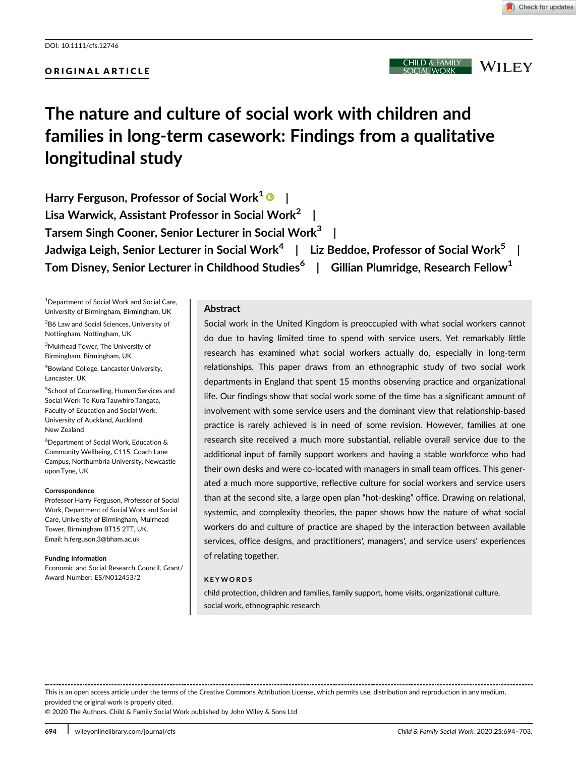DOI: 10.1111/cfs.12746

ORIGINAL ARTICLE

# The nature and culture of social work with children and families in long-term casework: Findings from a qualitative longitudinal study

**Harry Ferguson, Professor of Social Work[1] | Lisa Warwick, Assistant Professor in Social Work[2] | Tarsem Singh Cooner, Senior Lecturer in Social Work[3] | Jadwiga Leigh, Senior Lecturer in Social Work[4] | Liz Beddoe, Professor of Social Work[5] | Tom Disney, Senior Lecturer in Childhood Studies[6] | Gillian Plumridge, Research Fellow[1]**

[1]Department of Social Work and Social Care, University of Birmingham, Birmingham, UK

[2]B6 Law and Social Sciences, University of Nottingham, Nottingham, UK

[3]Muirhead Tower, The University of Birmingham, Birmingham, UK

[4]Bowland College, Lancaster University, Lancaster, UK

[5]School of Counselling, Human Services and Social Work Te Kura Tauwhiro Tangata, Faculty of Education and Social Work, University of Auckland, Auckland, New Zealand

[6]Department of Social Work, Education & Community Wellbeing, C115, Coach Lane Campus, Northumbria University, Newcastle upon Tyne, UK

**Correspondence**
Professor Harry Ferguson, Professor of Social Work, Department of Social Work and Social Care, University of Birmingham, Muirhead Tower, Birmingham BT15 2TT, UK.
Email: h.ferguson.3@bham.ac.uk

**Funding information**
Economic and Social Research Council, Grant/Award Number: ES/N012453/2

## Abstract

Social work in the United Kingdom is preoccupied with what social workers cannot do due to having limited time to spend with service users. Yet remarkably little research has examined what social workers actually do, especially in long-term relationships. This paper draws from an ethnographic study of two social work departments in England that spent 15 months observing practice and organizational life. Our findings show that social work some of the time has a significant amount of involvement with some service users and the dominant view that relationship-based practice is rarely achieved is in need of some revision. However, families at one research site received a much more substantial, reliable overall service due to the additional input of family support workers and having a stable workforce who had their own desks and were co-located with managers in small team offices. This generated a much more supportive, reflective culture for social workers and service users than at the second site, a large open plan "hot-desking" office. Drawing on relational, systemic, and complexity theories, the paper shows how the nature of what social workers do and culture of practice are shaped by the interaction between available services, office designs, and practitioners', managers', and service users' experiences of relating together.

**KEYWORDS**

child protection, children and families, family support, home visits, organizational culture, social work, ethnographic research

This is an open access article under the terms of the Creative Commons Attribution License, which permits use, distribution and reproduction in any medium, provided the original work is properly cited.
© 2020 The Authors. Child & Family Social Work published by John Wiley & Sons Ltd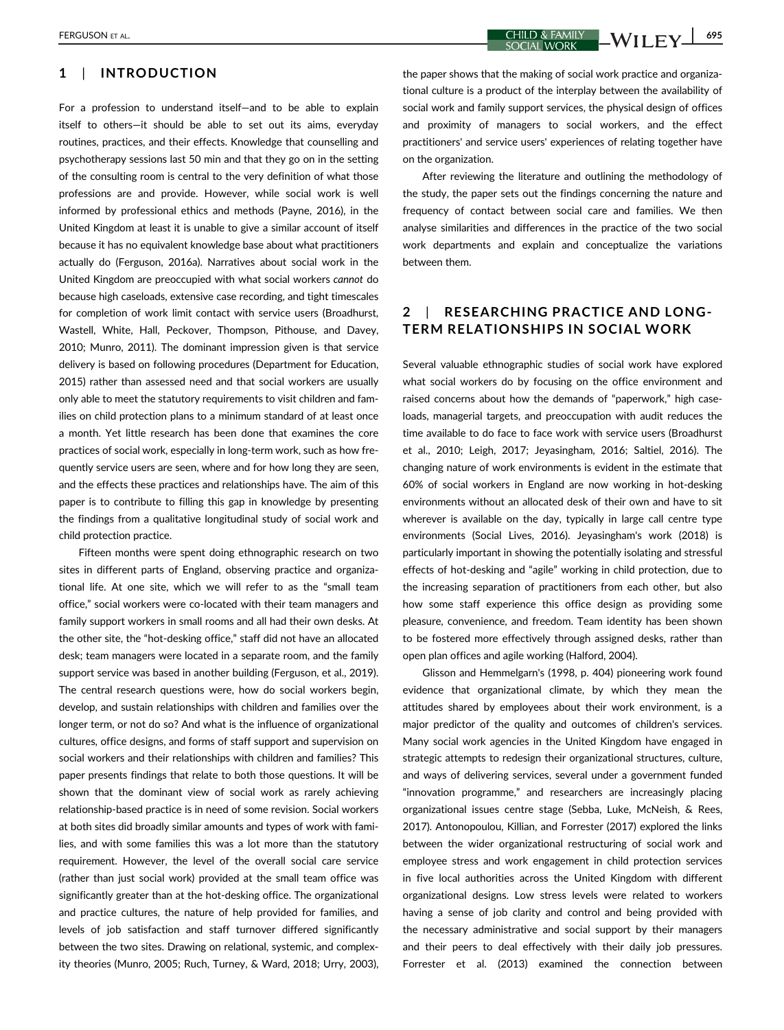## 1 | INTRODUCTION

For a profession to understand itself—and to be able to explain itself to others—it should be able to set out its aims, everyday routines, practices, and their effects. Knowledge that counselling and psychotherapy sessions last 50 min and that they go on in the setting of the consulting room is central to the very definition of what those professions are and provide. However, while social work is well informed by professional ethics and methods (Payne, 2016), in the United Kingdom at least it is unable to give a similar account of itself because it has no equivalent knowledge base about what practitioners actually do (Ferguson, 2016a). Narratives about social work in the United Kingdom are preoccupied with what social workers *cannot* do because high caseloads, extensive case recording, and tight timescales for completion of work limit contact with service users (Broadhurst, Wastell, White, Hall, Peckover, Thompson, Pithouse, and Davey, 2010; Munro, 2011). The dominant impression given is that service delivery is based on following procedures (Department for Education, 2015) rather than assessed need and that social workers are usually only able to meet the statutory requirements to visit children and families on child protection plans to a minimum standard of at least once a month. Yet little research has been done that examines the core practices of social work, especially in long-term work, such as how frequently service users are seen, where and for how long they are seen, and the effects these practices and relationships have. The aim of this paper is to contribute to filling this gap in knowledge by presenting the findings from a qualitative longitudinal study of social work and child protection practice.

Fifteen months were spent doing ethnographic research on two sites in different parts of England, observing practice and organizational life. At one site, which we will refer to as the "small team office," social workers were co-located with their team managers and family support workers in small rooms and all had their own desks. At the other site, the "hot-desking office," staff did not have an allocated desk; team managers were located in a separate room, and the family support service was based in another building (Ferguson, et al., 2019). The central research questions were, how do social workers begin, develop, and sustain relationships with children and families over the longer term, or not do so? And what is the influence of organizational cultures, office designs, and forms of staff support and supervision on social workers and their relationships with children and families? This paper presents findings that relate to both those questions. It will be shown that the dominant view of social work as rarely achieving relationship-based practice is in need of some revision. Social workers at both sites did broadly similar amounts and types of work with families, and with some families this was a lot more than the statutory requirement. However, the level of the overall social care service (rather than just social work) provided at the small team office was significantly greater than at the hot-desking office. The organizational and practice cultures, the nature of help provided for families, and levels of job satisfaction and staff turnover differed significantly between the two sites. Drawing on relational, systemic, and complexity theories (Munro, 2005; Ruch, Turney, & Ward, 2018; Urry, 2003), the paper shows that the making of social work practice and organizational culture is a product of the interplay between the availability of social work and family support services, the physical design of offices and proximity of managers to social workers, and the effect practitioners' and service users' experiences of relating together have on the organization.

After reviewing the literature and outlining the methodology of the study, the paper sets out the findings concerning the nature and frequency of contact between social care and families. We then analyse similarities and differences in the practice of the two social work departments and explain and conceptualize the variations between them.

## 2 | RESEARCHING PRACTICE AND LONG-TERM RELATIONSHIPS IN SOCIAL WORK

Several valuable ethnographic studies of social work have explored what social workers do by focusing on the office environment and raised concerns about how the demands of "paperwork," high caseloads, managerial targets, and preoccupation with audit reduces the time available to do face to face work with service users (Broadhurst et al., 2010; Leigh, 2017; Jeyasingham, 2016; Saltiel, 2016). The changing nature of work environments is evident in the estimate that 60% of social workers in England are now working in hot-desking environments without an allocated desk of their own and have to sit wherever is available on the day, typically in large call centre type environments (Social Lives, 2016). Jeyasingham's work (2018) is particularly important in showing the potentially isolating and stressful effects of hot-desking and "agile" working in child protection, due to the increasing separation of practitioners from each other, but also how some staff experience this office design as providing some pleasure, convenience, and freedom. Team identity has been shown to be fostered more effectively through assigned desks, rather than open plan offices and agile working (Halford, 2004).

Glisson and Hemmelgarn's (1998, p. 404) pioneering work found evidence that organizational climate, by which they mean the attitudes shared by employees about their work environment, is a major predictor of the quality and outcomes of children's services. Many social work agencies in the United Kingdom have engaged in strategic attempts to redesign their organizational structures, culture, and ways of delivering services, several under a government funded "innovation programme," and researchers are increasingly placing organizational issues centre stage (Sebba, Luke, McNeish, & Rees, 2017). Antonopoulou, Killian, and Forrester (2017) explored the links between the wider organizational restructuring of social work and employee stress and work engagement in child protection services in five local authorities across the United Kingdom with different organizational designs. Low stress levels were related to workers having a sense of job clarity and control and being provided with the necessary administrative and social support by their managers and their peers to deal effectively with their daily job pressures. Forrester et al. (2013) examined the connection between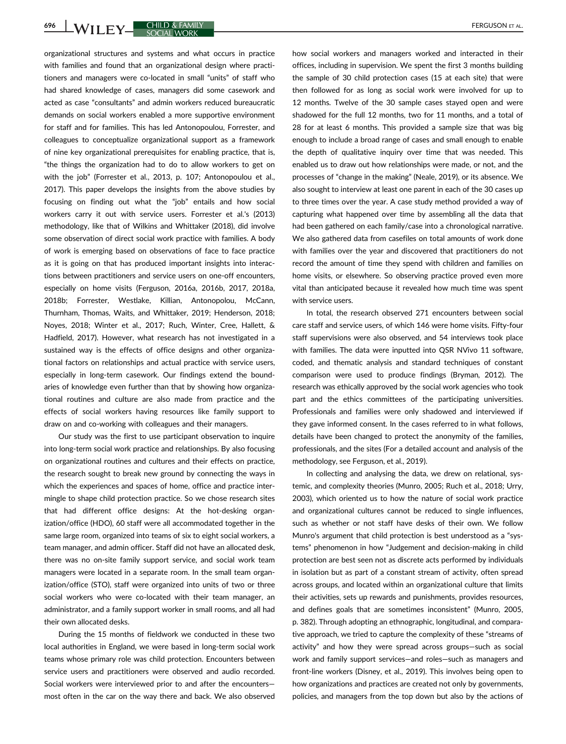organizational structures and systems and what occurs in practice with families and found that an organizational design where practitioners and managers were co-located in small "units" of staff who had shared knowledge of cases, managers did some casework and acted as case "consultants" and admin workers reduced bureaucratic demands on social workers enabled a more supportive environment for staff and for families. This has led Antonopoulou, Forrester, and colleagues to conceptualize organizational support as a framework of nine key organizational prerequisites for enabling practice, that is, "the things the organization had to do to allow workers to get on with the job" (Forrester et al., 2013, p. 107; Antonopoulou et al., 2017). This paper develops the insights from the above studies by focusing on finding out what the "job" entails and how social workers carry it out with service users. Forrester et al.'s (2013) methodology, like that of Wilkins and Whittaker (2018), did involve some observation of direct social work practice with families. A body of work is emerging based on observations of face to face practice as it is going on that has produced important insights into interactions between practitioners and service users on one-off encounters, especially on home visits (Ferguson, 2016a, 2016b, 2017, 2018a, 2018b; Forrester, Westlake, Killian, Antonopolou, McCann, Thurnham, Thomas, Waits, and Whittaker, 2019; Henderson, 2018; Noyes, 2018; Winter et al., 2017; Ruch, Winter, Cree, Hallett, & Hadfield, 2017). However, what research has not investigated in a sustained way is the effects of office designs and other organizational factors on relationships and actual practice with service users, especially in long-term casework. Our findings extend the boundaries of knowledge even further than that by showing how organizational routines and culture are also made from practice and the effects of social workers having resources like family support to draw on and co-working with colleagues and their managers.

Our study was the first to use participant observation to inquire into long-term social work practice and relationships. By also focusing on organizational routines and cultures and their effects on practice, the research sought to break new ground by connecting the ways in which the experiences and spaces of home, office and practice intermingle to shape child protection practice. So we chose research sites that had different office designs: At the hot-desking organization/office (HDO), 60 staff were all accommodated together in the same large room, organized into teams of six to eight social workers, a team manager, and admin officer. Staff did not have an allocated desk, there was no on-site family support service, and social work team managers were located in a separate room. In the small team organization/office (STO), staff were organized into units of two or three social workers who were co-located with their team manager, an administrator, and a family support worker in small rooms, and all had their own allocated desks.

During the 15 months of fieldwork we conducted in these two local authorities in England, we were based in long-term social work teams whose primary role was child protection. Encounters between service users and practitioners were observed and audio recorded. Social workers were interviewed prior to and after the encounters—most often in the car on the way there and back. We also observed how social workers and managers worked and interacted in their offices, including in supervision. We spent the first 3 months building the sample of 30 child protection cases (15 at each site) that were then followed for as long as social work were involved for up to 12 months. Twelve of the 30 sample cases stayed open and were shadowed for the full 12 months, two for 11 months, and a total of 28 for at least 6 months. This provided a sample size that was big enough to include a broad range of cases and small enough to enable the depth of qualitative inquiry over time that was needed. This enabled us to draw out how relationships were made, or not, and the processes of "change in the making" (Neale, 2019), or its absence. We also sought to interview at least one parent in each of the 30 cases up to three times over the year. A case study method provided a way of capturing what happened over time by assembling all the data that had been gathered on each family/case into a chronological narrative. We also gathered data from casefiles on total amounts of work done with families over the year and discovered that practitioners do not record the amount of time they spend with children and families on home visits, or elsewhere. So observing practice proved even more vital than anticipated because it revealed how much time was spent with service users.

In total, the research observed 271 encounters between social care staff and service users, of which 146 were home visits. Fifty-four staff supervisions were also observed, and 54 interviews took place with families. The data were inputted into QSR NVivo 11 software, coded, and thematic analysis and standard techniques of constant comparison were used to produce findings (Bryman, 2012). The research was ethically approved by the social work agencies who took part and the ethics committees of the participating universities. Professionals and families were only shadowed and interviewed if they gave informed consent. In the cases referred to in what follows, details have been changed to protect the anonymity of the families, professionals, and the sites (For a detailed account and analysis of the methodology, see Ferguson, et al., 2019).

In collecting and analysing the data, we drew on relational, systemic, and complexity theories (Munro, 2005; Ruch et al., 2018; Urry, 2003), which oriented us to how the nature of social work practice and organizational cultures cannot be reduced to single influences, such as whether or not staff have desks of their own. We follow Munro's argument that child protection is best understood as a "systems" phenomenon in how "Judgement and decision-making in child protection are best seen not as discrete acts performed by individuals in isolation but as part of a constant stream of activity, often spread across groups, and located within an organizational culture that limits their activities, sets up rewards and punishments, provides resources, and defines goals that are sometimes inconsistent" (Munro, 2005, p. 382). Through adopting an ethnographic, longitudinal, and comparative approach, we tried to capture the complexity of these "streams of activity" and how they were spread across groups—such as social work and family support services—and roles—such as managers and front-line workers (Disney, et al., 2019). This involves being open to how organizations and practices are created not only by governments, policies, and managers from the top down but also by the actions of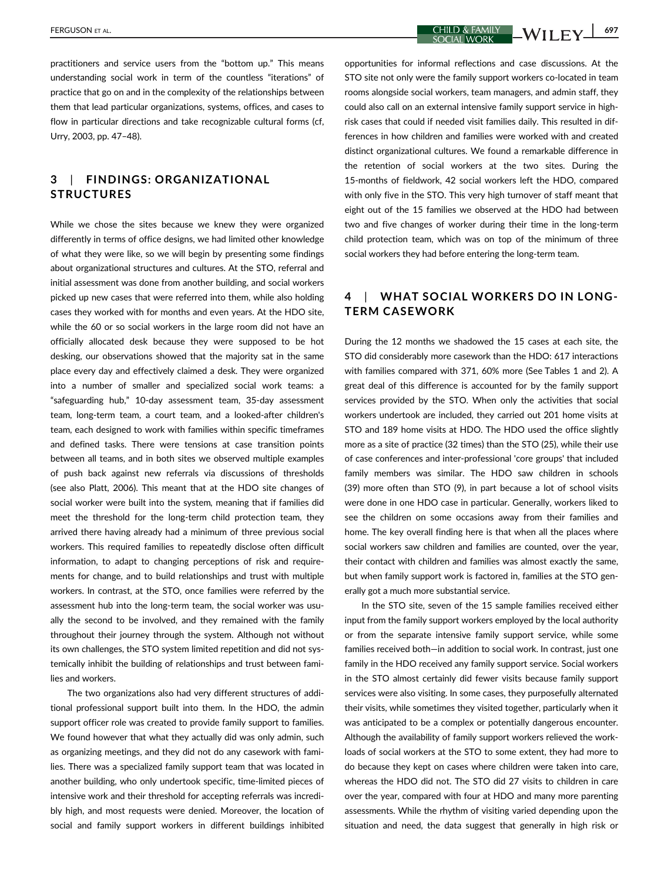practitioners and service users from the "bottom up." This means understanding social work in term of the countless "iterations" of practice that go on and in the complexity of the relationships between them that lead particular organizations, systems, offices, and cases to flow in particular directions and take recognizable cultural forms (cf, Urry, 2003, pp. 47–48).

## 3 | FINDINGS: ORGANIZATIONAL STRUCTURES

While we chose the sites because we knew they were organized differently in terms of office designs, we had limited other knowledge of what they were like, so we will begin by presenting some findings about organizational structures and cultures. At the STO, referral and initial assessment was done from another building, and social workers picked up new cases that were referred into them, while also holding cases they worked with for months and even years. At the HDO site, while the 60 or so social workers in the large room did not have an officially allocated desk because they were supposed to be hot desking, our observations showed that the majority sat in the same place every day and effectively claimed a desk. They were organized into a number of smaller and specialized social work teams: a "safeguarding hub," 10-day assessment team, 35-day assessment team, long-term team, a court team, and a looked-after children's team, each designed to work with families within specific timeframes and defined tasks. There were tensions at case transition points between all teams, and in both sites we observed multiple examples of push back against new referrals via discussions of thresholds (see also Platt, 2006). This meant that at the HDO site changes of social worker were built into the system, meaning that if families did meet the threshold for the long-term child protection team, they arrived there having already had a minimum of three previous social workers. This required families to repeatedly disclose often difficult information, to adapt to changing perceptions of risk and requirements for change, and to build relationships and trust with multiple workers. In contrast, at the STO, once families were referred by the assessment hub into the long-term team, the social worker was usually the second to be involved, and they remained with the family throughout their journey through the system. Although not without its own challenges, the STO system limited repetition and did not systemically inhibit the building of relationships and trust between families and workers.

The two organizations also had very different structures of additional professional support built into them. In the HDO, the admin support officer role was created to provide family support to families. We found however that what they actually did was only admin, such as organizing meetings, and they did not do any casework with families. There was a specialized family support team that was located in another building, who only undertook specific, time-limited pieces of intensive work and their threshold for accepting referrals was incredibly high, and most requests were denied. Moreover, the location of social and family support workers in different buildings inhibited opportunities for informal reflections and case discussions. At the STO site not only were the family support workers co-located in team rooms alongside social workers, team managers, and admin staff, they could also call on an external intensive family support service in high-risk cases that could if needed visit families daily. This resulted in differences in how children and families were worked with and created distinct organizational cultures. We found a remarkable difference in the retention of social workers at the two sites. During the 15-months of fieldwork, 42 social workers left the HDO, compared with only five in the STO. This very high turnover of staff meant that eight out of the 15 families we observed at the HDO had between two and five changes of worker during their time in the long-term child protection team, which was on top of the minimum of three social workers they had before entering the long-term team.

## 4 | WHAT SOCIAL WORKERS DO IN LONG-TERM CASEWORK

During the 12 months we shadowed the 15 cases at each site, the STO did considerably more casework than the HDO: 617 interactions with families compared with 371, 60% more (See Tables 1 and 2). A great deal of this difference is accounted for by the family support services provided by the STO. When only the activities that social workers undertook are included, they carried out 201 home visits at STO and 189 home visits at HDO. The HDO used the office slightly more as a site of practice (32 times) than the STO (25), while their use of case conferences and inter-professional 'core groups' that included family members was similar. The HDO saw children in schools (39) more often than STO (9), in part because a lot of school visits were done in one HDO case in particular. Generally, workers liked to see the children on some occasions away from their families and home. The key overall finding here is that when all the places where social workers saw children and families are counted, over the year, their contact with children and families was almost exactly the same, but when family support work is factored in, families at the STO generally got a much more substantial service.

In the STO site, seven of the 15 sample families received either input from the family support workers employed by the local authority or from the separate intensive family support service, while some families received both—in addition to social work. In contrast, just one family in the HDO received any family support service. Social workers in the STO almost certainly did fewer visits because family support services were also visiting. In some cases, they purposefully alternated their visits, while sometimes they visited together, particularly when it was anticipated to be a complex or potentially dangerous encounter. Although the availability of family support workers relieved the workloads of social workers at the STO to some extent, they had more to do because they kept on cases where children were taken into care, whereas the HDO did not. The STO did 27 visits to children in care over the year, compared with four at HDO and many more parenting assessments. While the rhythm of visiting varied depending upon the situation and need, the data suggest that generally in high risk or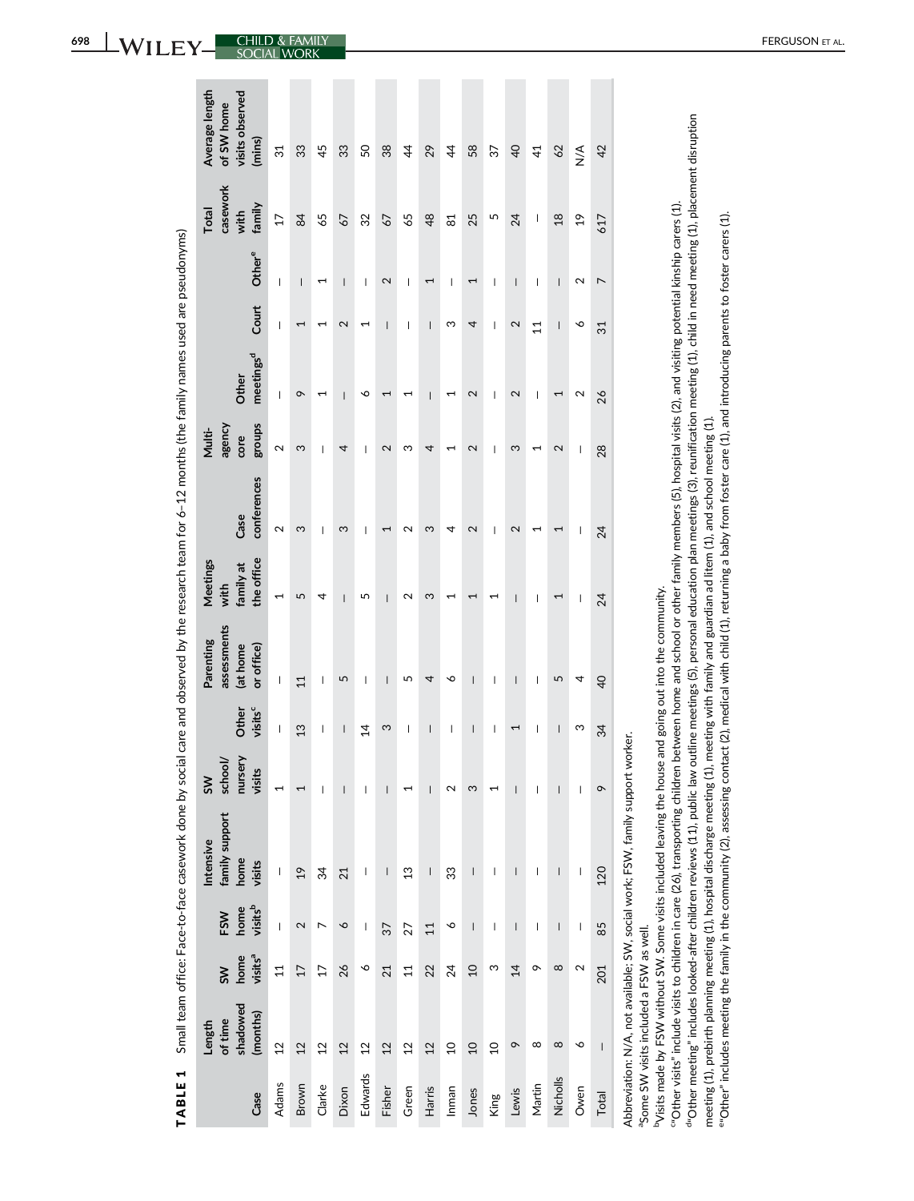**TABLE 1** Small team office: Face-to-face casework done by social care and observed by the research team for 6–12 months (the family names used are pseudonyms)

| Case | Length of time shadowed (months) | SW home visits[a] | FSW home visits[b] | Intensive family support home visits | SW school/ nursery visits | Other visits[c] | Parenting assessments (at home or office) | Meetings with family at the office | Case conferences | Multi-agency core groups | Other meetings[d] | Court | Other[e] | Total casework with family | Average length of SW home visits observed (mins) |
|---|---|---|---|---|---|---|---|---|---|---|---|---|---|---|---|
| Adams | 12 | 11 | – | – | 1 | – | – | 1 | 2 | 2 | – | – | – | 17 | 31 |
| Brown | 12 | 17 | 2 | 19 | 1 | 13 | 11 | 5 | 3 | 3 | 9 | 1 | – | 84 | 33 |
| Clarke | 12 | 17 | 7 | 34 | – | – | – | 4 | – | – | 1 | 1 | 1 | 65 | 45 |
| Dixon | 12 | 26 | 6 | 21 | – | – | 5 | – | 3 | 4 | – | 2 | – | 67 | 33 |
| Edwards | 12 | 6 | – | – | – | 14 | – | 5 | – | – | 6 | 1 | – | 32 | 50 |
| Fisher | 12 | 21 | 37 | – | – | 3 | – | – | 1 | 2 | 1 | – | 2 | 67 | 38 |
| Green | 12 | 11 | 27 | 13 | 1 | – | 5 | 2 | 2 | 3 | 1 | – | – | 65 | 44 |
| Harris | 12 | 22 | 11 | – | – | – | 4 | 3 | 3 | 4 | – | – | 1 | 48 | 29 |
| Inman | 10 | 24 | 6 | 33 | 2 | – | 6 | 1 | 4 | 1 | 1 | 3 | – | 81 | 44 |
| Jones | 10 | 10 | – | – | 3 | – | – | 1 | 2 | 2 | 2 | 4 | 1 | 25 | 58 |
| King | 10 | 3 | – | – | 1 | – | – | 1 | – | – | – | – | – | 5 | 37 |
| Lewis | 9 | 14 | – | – | – | 1 | – | – | 2 | 3 | 2 | 2 | – | 24 | 40 |
| Martin | 8 | 9 | – | – | – | – | – | – | 1 | 1 | – | 11 | – | – | 41 |
| Nicholls | 8 | 8 | – | – | – | – | 5 | 1 | 1 | 2 | 1 | – | – | 18 | 62 |
| Owen | 6 | 2 | – | – | – | 3 | 4 | – | – | – | 2 | 6 | 2 | 19 | N/A |
| Total | – | 201 | 85 | 120 | 9 | 34 | 40 | 24 | 24 | 28 | 26 | 31 | 7 | 617 | 42 |

Abbreviation: N/A, not available; SW, social work; FSW, family support worker.

[a]Some SW visits included a FSW as well.

[b]Visits made by FSW without SW. Some visits included leaving the house and going out into the community.

[c]"Other visits" include visits to children in care (26), transporting children between home and school or other family members (5), hospital visits (2), and visiting potential kinship carers (1).

[d]"Other meeting" includes looked-after children reviews (11), public law outline meetings (5), personal education plan meetings (3), reunification meeting (1), child in need meeting (1), placement disruption meeting (1), prebirth planning meeting (1), hospital discharge meeting (1), meeting with family and guardian ad litem (1), and school meeting (1).

[e]"Other" includes meeting the family in the community (2), assessing contact (2), medical with child (1), returning a baby from foster care (1), and introducing parents to foster carers (1).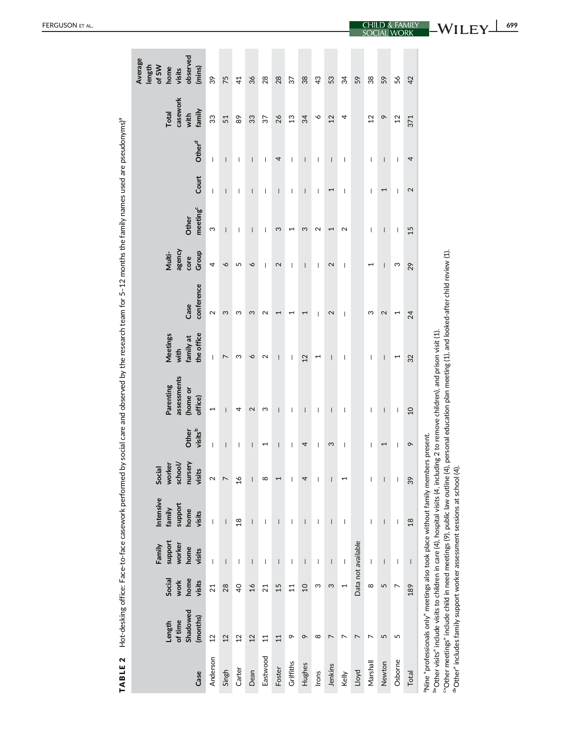**TABLE 2** Hot-desking office: Face-to-face casework performed by social care and observed by the research team for 5–12 months the family names used are pseudonyms)[a]

| Case | Length of time Shadowed (months) | Social work home visits | Family support worker home visits | Intensive family support home visits | Social worker school/nursery visits | Other visits[b] | Parenting assessments (home or office) | Meetings with family at the office | Case conference | Multi-agency core Group | Other meeting[c] | Court | Other[d] | Total casework with family | Average length of SW home visits observed (mins) |
|---|---|---|---|---|---|---|---|---|---|---|---|---|---|---|---|
| Anderson | 12 | 21 | – | – | 2 | – | 1 | – | 2 | 4 | 3 | – | – | 33 | 39 |
| Singh | 12 | 28 | – | – | 7 | – | – | 7 | 3 | 6 | – | – | – | 51 | 75 |
| Carter | 12 | 40 | – | 18 | 16 | – | 4 | 3 | 3 | 5 | – | – | – | 89 | 41 |
| Dean | 12 | 16 | – | – | – | – | 2 | 6 | 3 | 6 | – | – | – | 33 | 36 |
| Eastwood | 11 | 21 | – | – | 8 | 1 | 3 | 2 | 2 | – | – | – | – | 37 | 28 |
| Foster | 11 | 15 | – | – | 1 | – | – | – | 1 | 2 | 3 | – | 4 | 26 | 28 |
| Griffiths | 9 | 11 | – | – | – | – | – | – | 1 | – | 1 | – | – | 13 | 37 |
| Hughes | 9 | 10 | – | – | 4 | 4 | – | 12 | 1 | – | 3 | – | – | 34 | 38 |
| Irons | 8 | 3 | – | – | – | – | – | 1 | – | – | 2 | – | – | 6 | 43 |
| Jenkins | 7 | 3 | – | – | – | 3 | – | – | 2 | 2 | 1 | 1 | – | 12 | 53 |
| Kelly | 7 | 1 | – | – | 1 | – | – | – | – | – | 2 | – | – | 4 | 34 |
| Lloyd | 7 | Data not available | | | | | | | | | | | | | 59 |
| Marshall | 7 | 8 | – | – | – | – | – | – | 3 | 1 | – | – | – | 12 | 38 |
| Newton | 5 | 5 | – | – | – | 1 | – | – | 2 | – | – | 1 | – | 9 | 59 |
| Osborne | 5 | 7 | – | – | – | – | – | 1 | 1 | 3 | – | – | – | 12 | 56 |
| Total | | 189 | – | 18 | 39 | 9 | 10 | 32 | 24 | 29 | 15 | 2 | 4 | 371 | 42 |

[a]Nine "professionals only" meetings also took place without family members present.
[b]"Other visits" include visits to children in care (4), hospital visits (4, including 2 to remove children), and prison visit (1).
[c]"Other meetings" include child in need meetings (9), public law outline (4), personal education plan meeting (1), and looked-after child review (1).
[d]"Other" includes family support worker assessment sessions at school (4).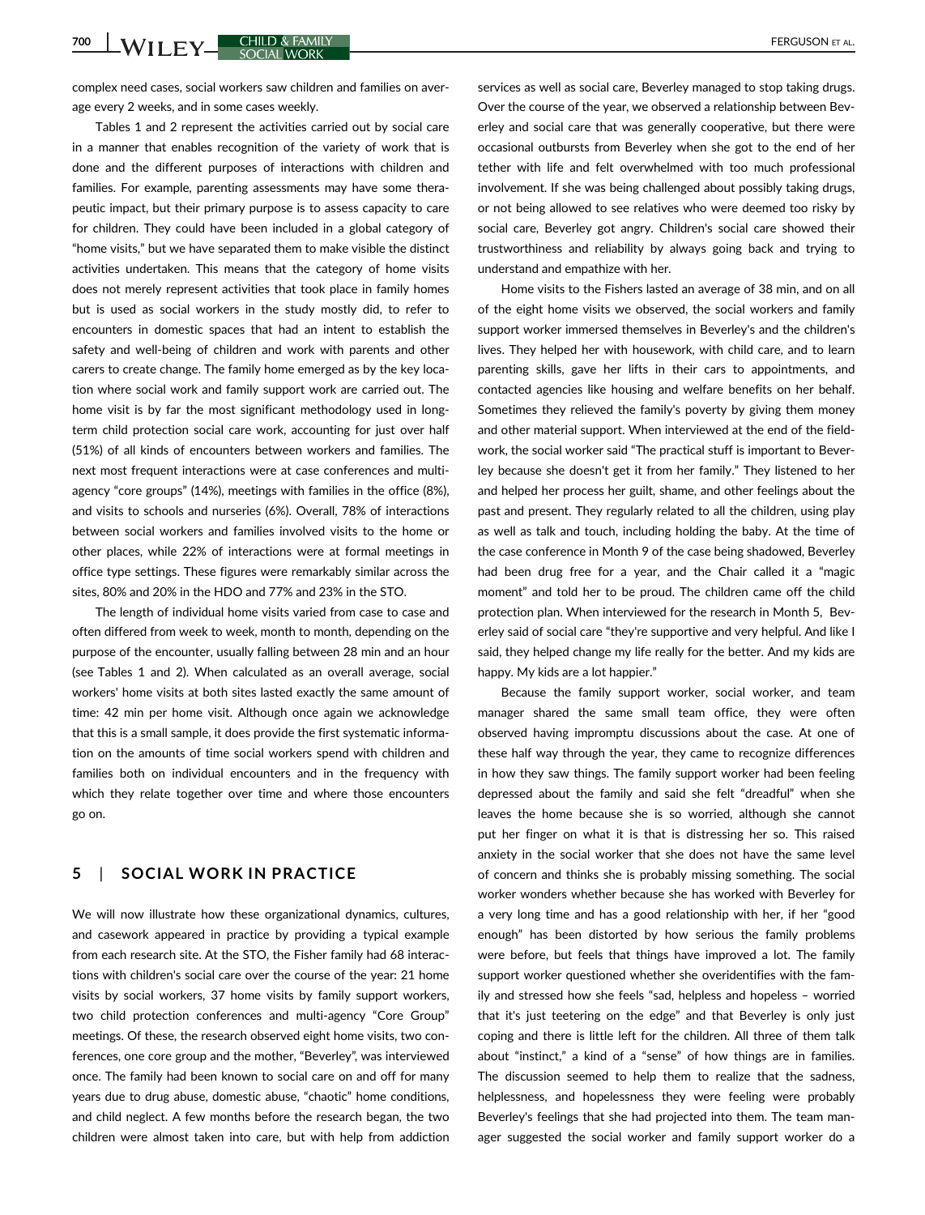complex need cases, social workers saw children and families on average every 2 weeks, and in some cases weekly.

Tables 1 and 2 represent the activities carried out by social care in a manner that enables recognition of the variety of work that is done and the different purposes of interactions with children and families. For example, parenting assessments may have some therapeutic impact, but their primary purpose is to assess capacity to care for children. They could have been included in a global category of "home visits," but we have separated them to make visible the distinct activities undertaken. This means that the category of home visits does not merely represent activities that took place in family homes but is used as social workers in the study mostly did, to refer to encounters in domestic spaces that had an intent to establish the safety and well-being of children and work with parents and other carers to create change. The family home emerged as by the key location where social work and family support work are carried out. The home visit is by far the most significant methodology used in long-term child protection social care work, accounting for just over half (51%) of all kinds of encounters between workers and families. The next most frequent interactions were at case conferences and multi-agency "core groups" (14%), meetings with families in the office (8%), and visits to schools and nurseries (6%). Overall, 78% of interactions between social workers and families involved visits to the home or other places, while 22% of interactions were at formal meetings in office type settings. These figures were remarkably similar across the sites, 80% and 20% in the HDO and 77% and 23% in the STO.

The length of individual home visits varied from case to case and often differed from week to week, month to month, depending on the purpose of the encounter, usually falling between 28 min and an hour (see Tables 1 and 2). When calculated as an overall average, social workers' home visits at both sites lasted exactly the same amount of time: 42 min per home visit. Although once again we acknowledge that this is a small sample, it does provide the first systematic information on the amounts of time social workers spend with children and families both on individual encounters and in the frequency with which they relate together over time and where those encounters go on.

## 5 | SOCIAL WORK IN PRACTICE

We will now illustrate how these organizational dynamics, cultures, and casework appeared in practice by providing a typical example from each research site. At the STO, the Fisher family had 68 interactions with children's social care over the course of the year: 21 home visits by social workers, 37 home visits by family support workers, two child protection conferences and multi-agency "Core Group" meetings. Of these, the research observed eight home visits, two conferences, one core group and the mother, "Beverley", was interviewed once. The family had been known to social care on and off for many years due to drug abuse, domestic abuse, "chaotic" home conditions, and child neglect. A few months before the research began, the two children were almost taken into care, but with help from addiction services as well as social care, Beverley managed to stop taking drugs. Over the course of the year, we observed a relationship between Beverley and social care that was generally cooperative, but there were occasional outbursts from Beverley when she got to the end of her tether with life and felt overwhelmed with too much professional involvement. If she was being challenged about possibly taking drugs, or not being allowed to see relatives who were deemed too risky by social care, Beverley got angry. Children's social care showed their trustworthiness and reliability by always going back and trying to understand and empathize with her.

Home visits to the Fishers lasted an average of 38 min, and on all of the eight home visits we observed, the social workers and family support worker immersed themselves in Beverley's and the children's lives. They helped her with housework, with child care, and to learn parenting skills, gave her lifts in their cars to appointments, and contacted agencies like housing and welfare benefits on her behalf. Sometimes they relieved the family's poverty by giving them money and other material support. When interviewed at the end of the fieldwork, the social worker said "The practical stuff is important to Beverley because she doesn't get it from her family." They listened to her and helped her process her guilt, shame, and other feelings about the past and present. They regularly related to all the children, using play as well as talk and touch, including holding the baby. At the time of the case conference in Month 9 of the case being shadowed, Beverley had been drug free for a year, and the Chair called it a "magic moment" and told her to be proud. The children came off the child protection plan. When interviewed for the research in Month 5, Beverley said of social care "they're supportive and very helpful. And like I said, they helped change my life really for the better. And my kids are happy. My kids are a lot happier."

Because the family support worker, social worker, and team manager shared the same small team office, they were often observed having impromptu discussions about the case. At one of these half way through the year, they came to recognize differences in how they saw things. The family support worker had been feeling depressed about the family and said she felt "dreadful" when she leaves the home because she is so worried, although she cannot put her finger on what it is that is distressing her so. This raised anxiety in the social worker that she does not have the same level of concern and thinks she is probably missing something. The social worker wonders whether because she has worked with Beverley for a very long time and has a good relationship with her, if her "good enough" has been distorted by how serious the family problems were before, but feels that things have improved a lot. The family support worker questioned whether she overidentifies with the family and stressed how she feels "sad, helpless and hopeless – worried that it's just teetering on the edge" and that Beverley is only just coping and there is little left for the children. All three of them talk about "instinct," a kind of a "sense" of how things are in families. The discussion seemed to help them to realize that the sadness, helplessness, and hopelessness they were feeling were probably Beverley's feelings that she had projected into them. The team manager suggested the social worker and family support worker do a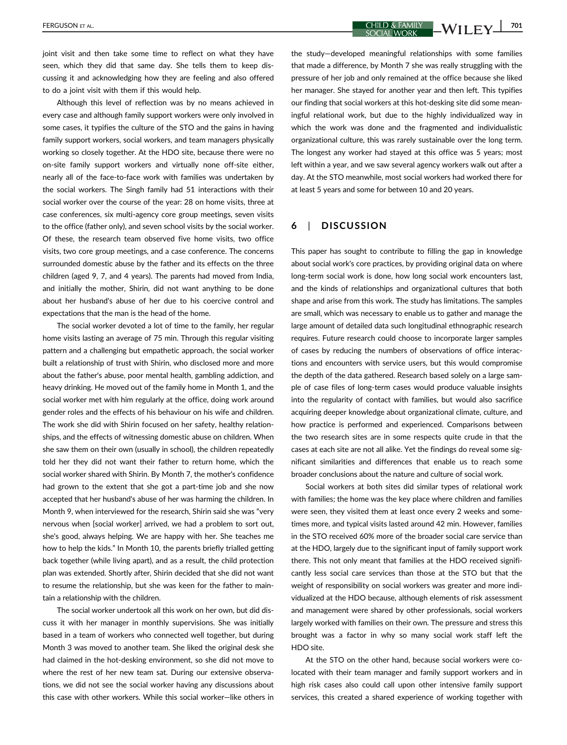joint visit and then take some time to reflect on what they have seen, which they did that same day. She tells them to keep discussing it and acknowledging how they are feeling and also offered to do a joint visit with them if this would help.

Although this level of reflection was by no means achieved in every case and although family support workers were only involved in some cases, it typifies the culture of the STO and the gains in having family support workers, social workers, and team managers physically working so closely together. At the HDO site, because there were no on-site family support workers and virtually none off-site either, nearly all of the face-to-face work with families was undertaken by the social workers. The Singh family had 51 interactions with their social worker over the course of the year: 28 on home visits, three at case conferences, six multi-agency core group meetings, seven visits to the office (father only), and seven school visits by the social worker. Of these, the research team observed five home visits, two office visits, two core group meetings, and a case conference. The concerns surrounded domestic abuse by the father and its effects on the three children (aged 9, 7, and 4 years). The parents had moved from India, and initially the mother, Shirin, did not want anything to be done about her husband's abuse of her due to his coercive control and expectations that the man is the head of the home.

The social worker devoted a lot of time to the family, her regular home visits lasting an average of 75 min. Through this regular visiting pattern and a challenging but empathetic approach, the social worker built a relationship of trust with Shirin, who disclosed more and more about the father's abuse, poor mental health, gambling addiction, and heavy drinking. He moved out of the family home in Month 1, and the social worker met with him regularly at the office, doing work around gender roles and the effects of his behaviour on his wife and children. The work she did with Shirin focused on her safety, healthy relationships, and the effects of witnessing domestic abuse on children. When she saw them on their own (usually in school), the children repeatedly told her they did not want their father to return home, which the social worker shared with Shirin. By Month 7, the mother's confidence had grown to the extent that she got a part-time job and she now accepted that her husband's abuse of her was harming the children. In Month 9, when interviewed for the research, Shirin said she was "very nervous when [social worker] arrived, we had a problem to sort out, she's good, always helping. We are happy with her. She teaches me how to help the kids." In Month 10, the parents briefly trialled getting back together (while living apart), and as a result, the child protection plan was extended. Shortly after, Shirin decided that she did not want to resume the relationship, but she was keen for the father to maintain a relationship with the children.

The social worker undertook all this work on her own, but did discuss it with her manager in monthly supervisions. She was initially based in a team of workers who connected well together, but during Month 3 was moved to another team. She liked the original desk she had claimed in the hot-desking environment, so she did not move to where the rest of her new team sat. During our extensive observations, we did not see the social worker having any discussions about this case with other workers. While this social worker—like others in the study—developed meaningful relationships with some families that made a difference, by Month 7 she was really struggling with the pressure of her job and only remained at the office because she liked her manager. She stayed for another year and then left. This typifies our finding that social workers at this hot-desking site did some meaningful relational work, but due to the highly individualized way in which the work was done and the fragmented and individualistic organizational culture, this was rarely sustainable over the long term. The longest any worker had stayed at this office was 5 years; most left within a year, and we saw several agency workers walk out after a day. At the STO meanwhile, most social workers had worked there for at least 5 years and some for between 10 and 20 years.

## 6 | DISCUSSION

This paper has sought to contribute to filling the gap in knowledge about social work's core practices, by providing original data on where long-term social work is done, how long social work encounters last, and the kinds of relationships and organizational cultures that both shape and arise from this work. The study has limitations. The samples are small, which was necessary to enable us to gather and manage the large amount of detailed data such longitudinal ethnographic research requires. Future research could choose to incorporate larger samples of cases by reducing the numbers of observations of office interactions and encounters with service users, but this would compromise the depth of the data gathered. Research based solely on a large sample of case files of long-term cases would produce valuable insights into the regularity of contact with families, but would also sacrifice acquiring deeper knowledge about organizational climate, culture, and how practice is performed and experienced. Comparisons between the two research sites are in some respects quite crude in that the cases at each site are not all alike. Yet the findings do reveal some significant similarities and differences that enable us to reach some broader conclusions about the nature and culture of social work.

Social workers at both sites did similar types of relational work with families; the home was the key place where children and families were seen, they visited them at least once every 2 weeks and sometimes more, and typical visits lasted around 42 min. However, families in the STO received 60% more of the broader social care service than at the HDO, largely due to the significant input of family support work there. This not only meant that families at the HDO received significantly less social care services than those at the STO but that the weight of responsibility on social workers was greater and more individualized at the HDO because, although elements of risk assessment and management were shared by other professionals, social workers largely worked with families on their own. The pressure and stress this brought was a factor in why so many social work staff left the HDO site.

At the STO on the other hand, because social workers were co-located with their team manager and family support workers and in high risk cases also could call upon other intensive family support services, this created a shared experience of working together with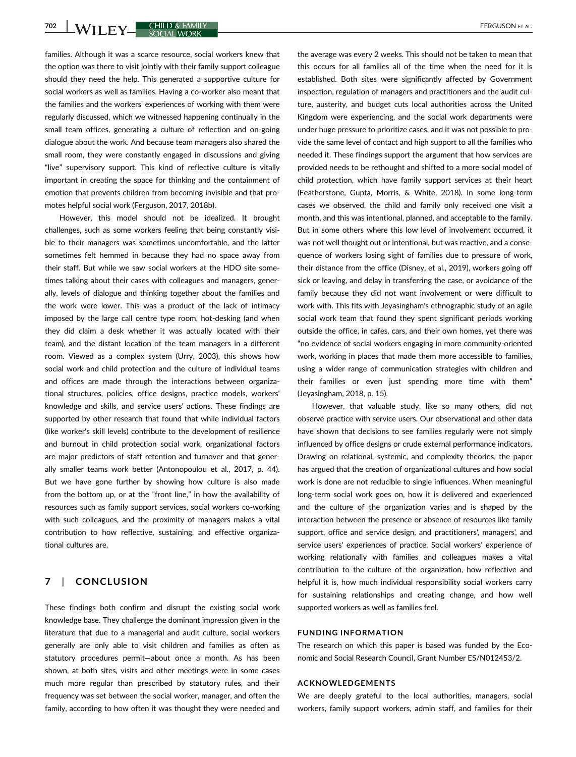families. Although it was a scarce resource, social workers knew that the option was there to visit jointly with their family support colleague should they need the help. This generated a supportive culture for social workers as well as families. Having a co-worker also meant that the families and the workers' experiences of working with them were regularly discussed, which we witnessed happening continually in the small team offices, generating a culture of reflection and on-going dialogue about the work. And because team managers also shared the small room, they were constantly engaged in discussions and giving "live" supervisory support. This kind of reflective culture is vitally important in creating the space for thinking and the containment of emotion that prevents children from becoming invisible and that promotes helpful social work (Ferguson, 2017, 2018b).

However, this model should not be idealized. It brought challenges, such as some workers feeling that being constantly visible to their managers was sometimes uncomfortable, and the latter sometimes felt hemmed in because they had no space away from their staff. But while we saw social workers at the HDO site sometimes talking about their cases with colleagues and managers, generally, levels of dialogue and thinking together about the families and the work were lower. This was a product of the lack of intimacy imposed by the large call centre type room, hot-desking (and when they did claim a desk whether it was actually located with their team), and the distant location of the team managers in a different room. Viewed as a complex system (Urry, 2003), this shows how social work and child protection and the culture of individual teams and offices are made through the interactions between organizational structures, policies, office designs, practice models, workers' knowledge and skills, and service users' actions. These findings are supported by other research that found that while individual factors (like worker's skill levels) contribute to the development of resilience and burnout in child protection social work, organizational factors are major predictors of staff retention and turnover and that generally smaller teams work better (Antonopoulou et al., 2017, p. 44). But we have gone further by showing how culture is also made from the bottom up, or at the "front line," in how the availability of resources such as family support services, social workers co-working with such colleagues, and the proximity of managers makes a vital contribution to how reflective, sustaining, and effective organizational cultures are.

## 7 | CONCLUSION

These findings both confirm and disrupt the existing social work knowledge base. They challenge the dominant impression given in the literature that due to a managerial and audit culture, social workers generally are only able to visit children and families as often as statutory procedures permit—about once a month. As has been shown, at both sites, visits and other meetings were in some cases much more regular than prescribed by statutory rules, and their frequency was set between the social worker, manager, and often the family, according to how often it was thought they were needed and the average was every 2 weeks. This should not be taken to mean that this occurs for all families all of the time when the need for it is established. Both sites were significantly affected by Government inspection, regulation of managers and practitioners and the audit culture, austerity, and budget cuts local authorities across the United Kingdom were experiencing, and the social work departments were under huge pressure to prioritize cases, and it was not possible to provide the same level of contact and high support to all the families who needed it. These findings support the argument that how services are provided needs to be rethought and shifted to a more social model of child protection, which have family support services at their heart (Featherstone, Gupta, Morris, & White, 2018). In some long-term cases we observed, the child and family only received one visit a month, and this was intentional, planned, and acceptable to the family. But in some others where this low level of involvement occurred, it was not well thought out or intentional, but was reactive, and a consequence of workers losing sight of families due to pressure of work, their distance from the office (Disney, et al., 2019), workers going off sick or leaving, and delay in transferring the case, or avoidance of the family because they did not want involvement or were difficult to work with. This fits with Jeyasingham's ethnographic study of an agile social work team that found they spent significant periods working outside the office, in cafes, cars, and their own homes, yet there was "no evidence of social workers engaging in more community-oriented work, working in places that made them more accessible to families, using a wider range of communication strategies with children and their families or even just spending more time with them" (Jeyasingham, 2018, p. 15).

However, that valuable study, like so many others, did not observe practice with service users. Our observational and other data have shown that decisions to see families regularly were not simply influenced by office designs or crude external performance indicators. Drawing on relational, systemic, and complexity theories, the paper has argued that the creation of organizational cultures and how social work is done are not reducible to single influences. When meaningful long-term social work goes on, how it is delivered and experienced and the culture of the organization varies and is shaped by the interaction between the presence or absence of resources like family support, office and service design, and practitioners', managers', and service users' experiences of practice. Social workers' experience of working relationally with families and colleagues makes a vital contribution to the culture of the organization, how reflective and helpful it is, how much individual responsibility social workers carry for sustaining relationships and creating change, and how well supported workers as well as families feel.

### FUNDING INFORMATION

The research on which this paper is based was funded by the Economic and Social Research Council, Grant Number ES/N012453/2.

### ACKNOWLEDGEMENTS

We are deeply grateful to the local authorities, managers, social workers, family support workers, admin staff, and families for their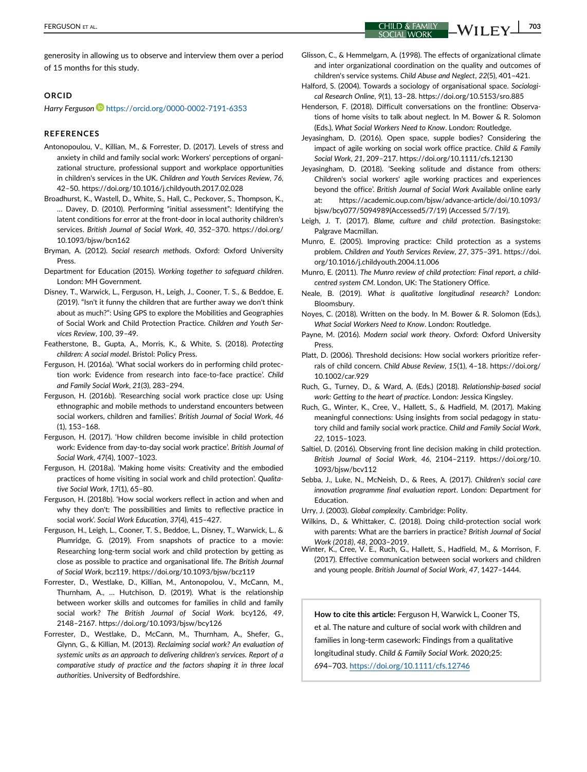generosity in allowing us to observe and interview them over a period of 15 months for this study.

## ORCID

*Harry Ferguson* https://orcid.org/0000-0002-7191-6353

## REFERENCES

Antonopoulou, V., Killian, M., & Forrester, D. (2017). Levels of stress and anxiety in child and family social work: Workers' perceptions of organizational structure, professional support and workplace opportunities in children's services in the UK. *Children and Youth Services Review*, *76*, 42–50. https://doi.org/10.1016/j.childyouth.2017.02.028

Broadhurst, K., Wastell, D., White, S., Hall, C., Peckover, S., Thompson, K., … Davey, D. (2010). Performing "initial assessment": Identifying the latent conditions for error at the front-door in local authority children's services. *British Journal of Social Work*, *40*, 352–370. https://doi.org/10.1093/bjsw/bcn162

Bryman, A. (2012). *Social research methods*. Oxford: Oxford University Press.

Department for Education (2015). *Working together to safeguard children*. London: MH Government.

Disney, T., Warwick, L., Ferguson, H., Leigh, J., Cooner, T. S., & Beddoe, E. (2019). "Isn't it funny the children that are further away we don't think about as much?": Using GPS to explore the Mobilities and Geographies of Social Work and Child Protection Practice. *Children and Youth Services Review*, *100*, 39–49.

Featherstone, B., Gupta, A., Morris, K., & White, S. (2018). *Protecting children: A social model*. Bristol: Policy Press.

Ferguson, H. (2016a). 'What social workers do in performing child protection work: Evidence from research into face-to-face practice'. *Child and Family Social Work*, *21*(3), 283–294.

Ferguson, H. (2016b). 'Researching social work practice close up: Using ethnographic and mobile methods to understand encounters between social workers, children and families'. *British Journal of Social Work*, *46*(1), 153–168.

Ferguson, H. (2017). 'How children become invisible in child protection work: Evidence from day-to-day social work practice'. *British Journal of Social Work*, *47*(4), 1007–1023.

Ferguson, H. (2018a). 'Making home visits: Creativity and the embodied practices of home visiting in social work and child protection'. *Qualitative Social Work*, *17*(1), 65–80.

Ferguson, H. (2018b). 'How social workers reflect in action and when and why they don't: The possibilities and limits to reflective practice in social work'. *Social Work Education*, *37*(4), 415–427.

Ferguson, H., Leigh, L., Cooner, T. S., Beddoe, L., Disney, T., Warwick, L., & Plumridge, G. (2019). From snapshots of practice to a movie: Researching long-term social work and child protection by getting as close as possible to practice and organisational life. *The British Journal of Social Work*, bcz119. https://doi.org/10.1093/bjsw/bcz119

Forrester, D., Westlake, D., Killian, M., Antonopolou, V., McCann, M., Thurnham, A., … Hutchison, D. (2019). What is the relationship between worker skills and outcomes for families in child and family social work? *The British Journal of Social Work*. bcy126, *49*, 2148–2167. https://doi.org/10.1093/bjsw/bcy126

Forrester, D., Westlake, D., McCann, M., Thurnham, A., Shefer, G., Glynn, G., & Killian, M. (2013). *Reclaiming social work? An evaluation of systemic units as an approach to delivering children's services. Report of a comparative study of practice and the factors shaping it in three local authorities*. University of Bedfordshire.

Glisson, C., & Hemmelgarn, A. (1998). The effects of organizational climate and inter organizational coordination on the quality and outcomes of children's service systems. *Child Abuse and Neglect*, *22*(5), 401–421.

Halford, S. (2004). Towards a sociology of organisational space. *Sociological Research Online*, *9*(1), 13–28. https://doi.org/10.5153/sro.885

Henderson, F. (2018). Difficult conversations on the frontline: Observations of home visits to talk about neglect. In M. Bower & R. Solomon (Eds.), *What Social Workers Need to Know*. London: Routledge.

Jeyasingham, D. (2016). Open space, supple bodies? Considering the impact of agile working on social work office practice. *Child & Family Social Work*, *21*, 209–217. https://doi.org/10.1111/cfs.12130

Jeyasingham, D. (2018). 'Seeking solitude and distance from others: Children's social workers' agile working practices and experiences beyond the office'. *British Journal of Social Work* Available online early at: https://academic.oup.com/bjsw/advance-article/doi/10.1093/bjsw/bcy077/5094989(Accessed5/7/19) (Accessed 5/7/19).

Leigh, J. T. (2017). *Blame, culture and child protection*. Basingstoke: Palgrave Macmillan.

Munro, E. (2005). Improving practice: Child protection as a systems problem. *Children and Youth Services Review*, *27*, 375–391. https://doi.org/10.1016/j.childyouth.2004.11.006

Munro, E. (2011). *The Munro review of child protection: Final report, a child-centred system CM*. London, UK: The Stationery Office.

Neale, B. (2019). *What is qualitative longitudinal research?* London: Bloomsbury.

Noyes, C. (2018). Written on the body. In M. Bower & R. Solomon (Eds.), *What Social Workers Need to Know*. London: Routledge.

Payne, M. (2016). *Modern social work theory*. Oxford: Oxford University Press.

Platt, D. (2006). Threshold decisions: How social workers prioritize referrals of child concern. *Child Abuse Review*, *15*(1), 4–18. https://doi.org/10.1002/car.929

Ruch, G., Turney, D., & Ward, A. (Eds.) (2018). *Relationship-based social work: Getting to the heart of practice*. London: Jessica Kingsley.

Ruch, G., Winter, K., Cree, V., Hallett, S., & Hadfield, M. (2017). Making meaningful connections: Using insights from social pedagogy in statutory child and family social work practice. *Child and Family Social Work*, *22*, 1015–1023.

Saltiel, D. (2016). Observing front line decision making in child protection. *British Journal of Social Work*, *46*, 2104–2119. https://doi.org/10.1093/bjsw/bcv112

Sebba, J., Luke, N., McNeish, D., & Rees, A. (2017). *Children's social care innovation programme final evaluation report*. London: Department for Education.

Urry, J. (2003). *Global complexity*. Cambridge: Polity.

Wilkins, D., & Whittaker, C. (2018). Doing child-protection social work with parents: What are the barriers in practice? *British Journal of Social Work (2018)*, *48*, 2003–2019.

Winter, K., Cree, V. E., Ruch, G., Hallett, S., Hadfield, M., & Morrison, F. (2017). Effective communication between social workers and children and young people. *British Journal of Social Work*, *47*, 1427–1444.

**How to cite this article:** Ferguson H, Warwick L, Cooner TS, et al. The nature and culture of social work with children and families in long-term casework: Findings from a qualitative longitudinal study. *Child & Family Social Work*. 2020;25:694–703. https://doi.org/10.1111/cfs.12746